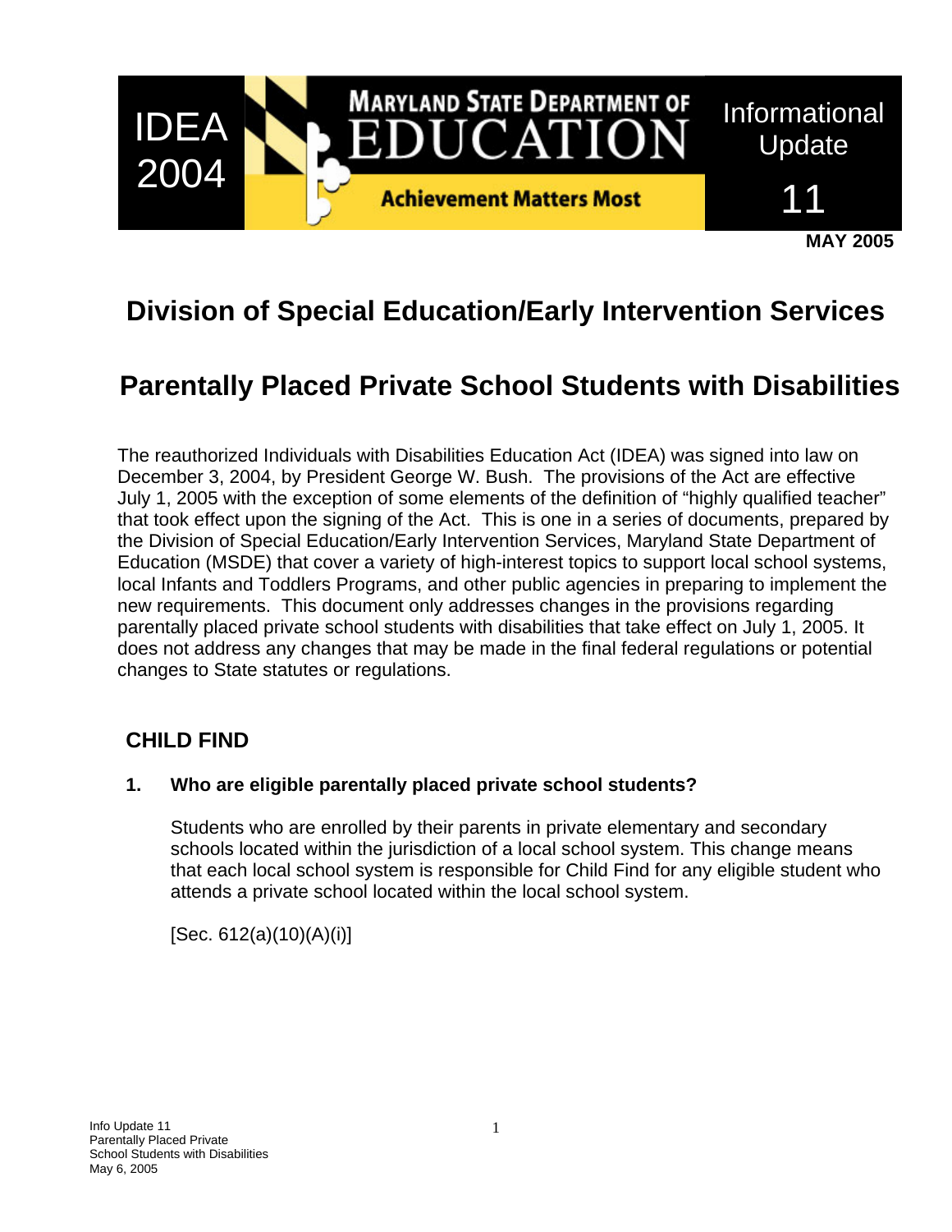IDEA 2004

MARYLAND STATE DEPARTMENT OF EDUCATION

Achievement Matters Most

Informational Update 11

**MAY 2005**

# Division of Special Education/Early Intervention Services

# Parentally Placed Private School Students with Disabilities

The reauthorized Individuals with Disabilities Education Act (IDEA) was signed into law on December 3, 2004, by President George W. Bush. The provisions of the Act are effective July 1, 2005 with the exception of some elements of the definition of "highly qualified teacher" that took effect upon the signing of the Act. This is one in a series of documents, prepared by the Division of Special Education/Early Intervention Services, Maryland State Department of Education (MSDE) that cover a variety of high-interest topics to support local school systems, local Infants and Toddlers Programs, and other public agencies in preparing to implement the new requirements. This document only addresses changes in the provisions regarding parentally placed private school students with disabilities that take effect on July 1, 2005. It does not address any changes that may be made in the final federal regulations or potential changes to State statutes or regulations.

## CHILD FIND

**1. Who are eligible parentally placed private school students?**

Students who are enrolled by their parents in private elementary and secondary schools located within the jurisdiction of a local school system. This change means that each local school system is responsible for Child Find for any eligible student who attends a private school located within the local school system.

[Sec. 612(a)(10)(A)(i)]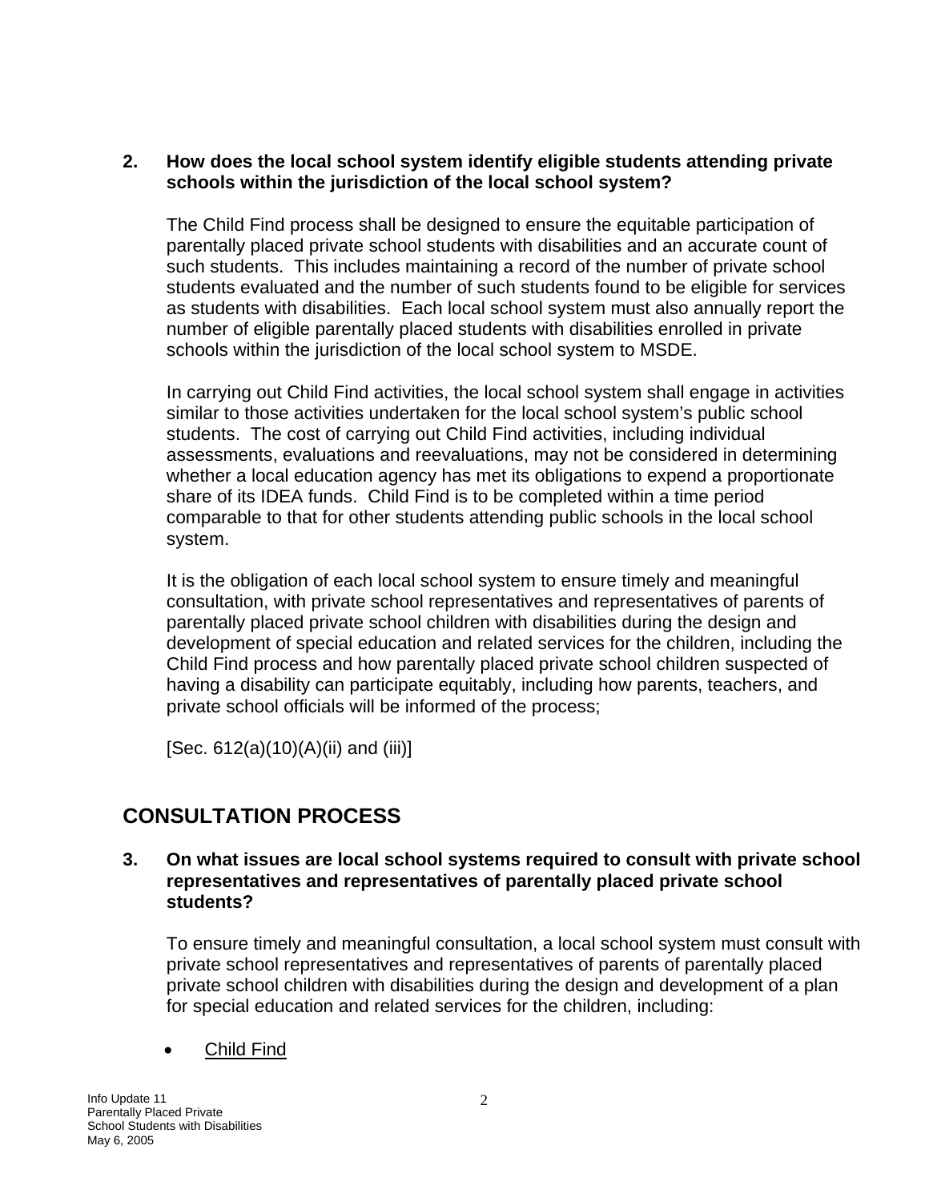**2. How does the local school system identify eligible students attending private schools within the jurisdiction of the local school system?**

The Child Find process shall be designed to ensure the equitable participation of parentally placed private school students with disabilities and an accurate count of such students. This includes maintaining a record of the number of private school students evaluated and the number of such students found to be eligible for services as students with disabilities. Each local school system must also annually report the number of eligible parentally placed students with disabilities enrolled in private schools within the jurisdiction of the local school system to MSDE.

In carrying out Child Find activities, the local school system shall engage in activities similar to those activities undertaken for the local school system's public school students. The cost of carrying out Child Find activities, including individual assessments, evaluations and reevaluations, may not be considered in determining whether a local education agency has met its obligations to expend a proportionate share of its IDEA funds. Child Find is to be completed within a time period comparable to that for other students attending public schools in the local school system.

It is the obligation of each local school system to ensure timely and meaningful consultation, with private school representatives and representatives of parents of parentally placed private school children with disabilities during the design and development of special education and related services for the children, including the Child Find process and how parentally placed private school children suspected of having a disability can participate equitably, including how parents, teachers, and private school officials will be informed of the process;

[Sec. 612(a)(10)(A)(ii) and (iii)]

## CONSULTATION PROCESS

**3. On what issues are local school systems required to consult with private school representatives and representatives of parentally placed private school students?**

To ensure timely and meaningful consultation, a local school system must consult with private school representatives and representatives of parents of parentally placed private school children with disabilities during the design and development of a plan for special education and related services for the children, including:

- <u>Child Find</u>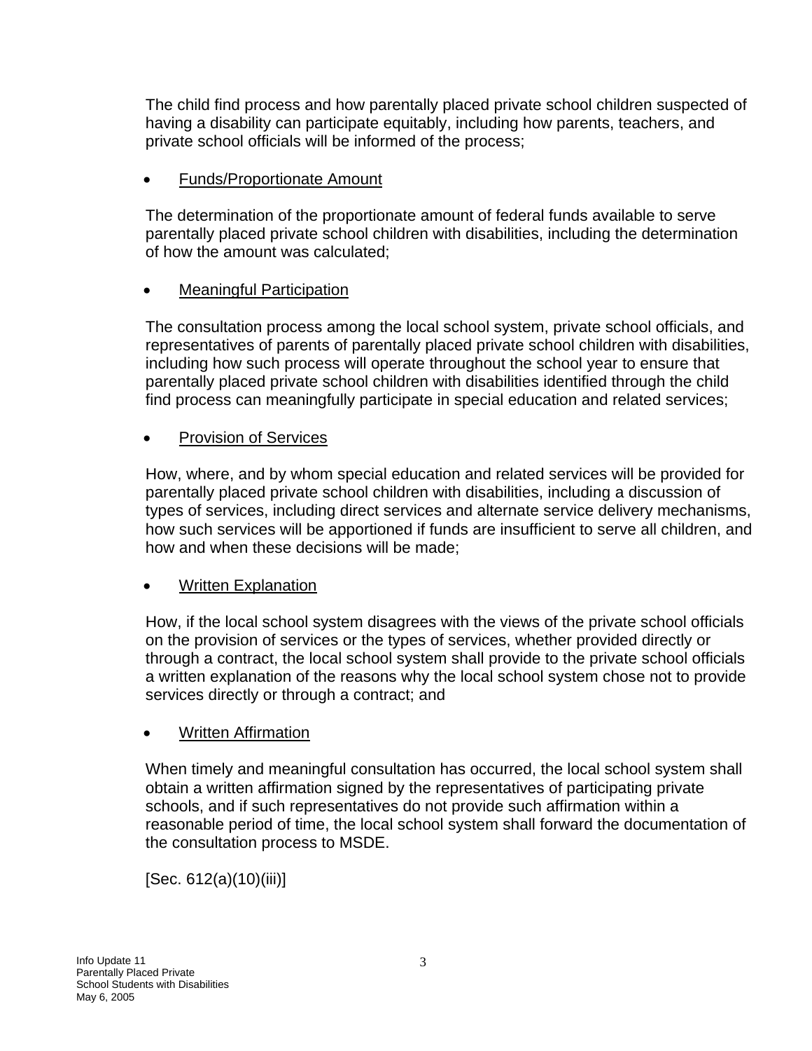The child find process and how parentally placed private school children suspected of having a disability can participate equitably, including how parents, teachers, and private school officials will be informed of the process;

- Funds/Proportionate Amount

The determination of the proportionate amount of federal funds available to serve parentally placed private school children with disabilities, including the determination of how the amount was calculated;

- Meaningful Participation

The consultation process among the local school system, private school officials, and representatives of parents of parentally placed private school children with disabilities, including how such process will operate throughout the school year to ensure that parentally placed private school children with disabilities identified through the child find process can meaningfully participate in special education and related services;

- Provision of Services

How, where, and by whom special education and related services will be provided for parentally placed private school children with disabilities, including a discussion of types of services, including direct services and alternate service delivery mechanisms, how such services will be apportioned if funds are insufficient to serve all children, and how and when these decisions will be made;

- Written Explanation

How, if the local school system disagrees with the views of the private school officials on the provision of services or the types of services, whether provided directly or through a contract, the local school system shall provide to the private school officials a written explanation of the reasons why the local school system chose not to provide services directly or through a contract; and

- Written Affirmation

When timely and meaningful consultation has occurred, the local school system shall obtain a written affirmation signed by the representatives of participating private schools, and if such representatives do not provide such affirmation within a reasonable period of time, the local school system shall forward the documentation of the consultation process to MSDE.

[Sec. 612(a)(10)(iii)]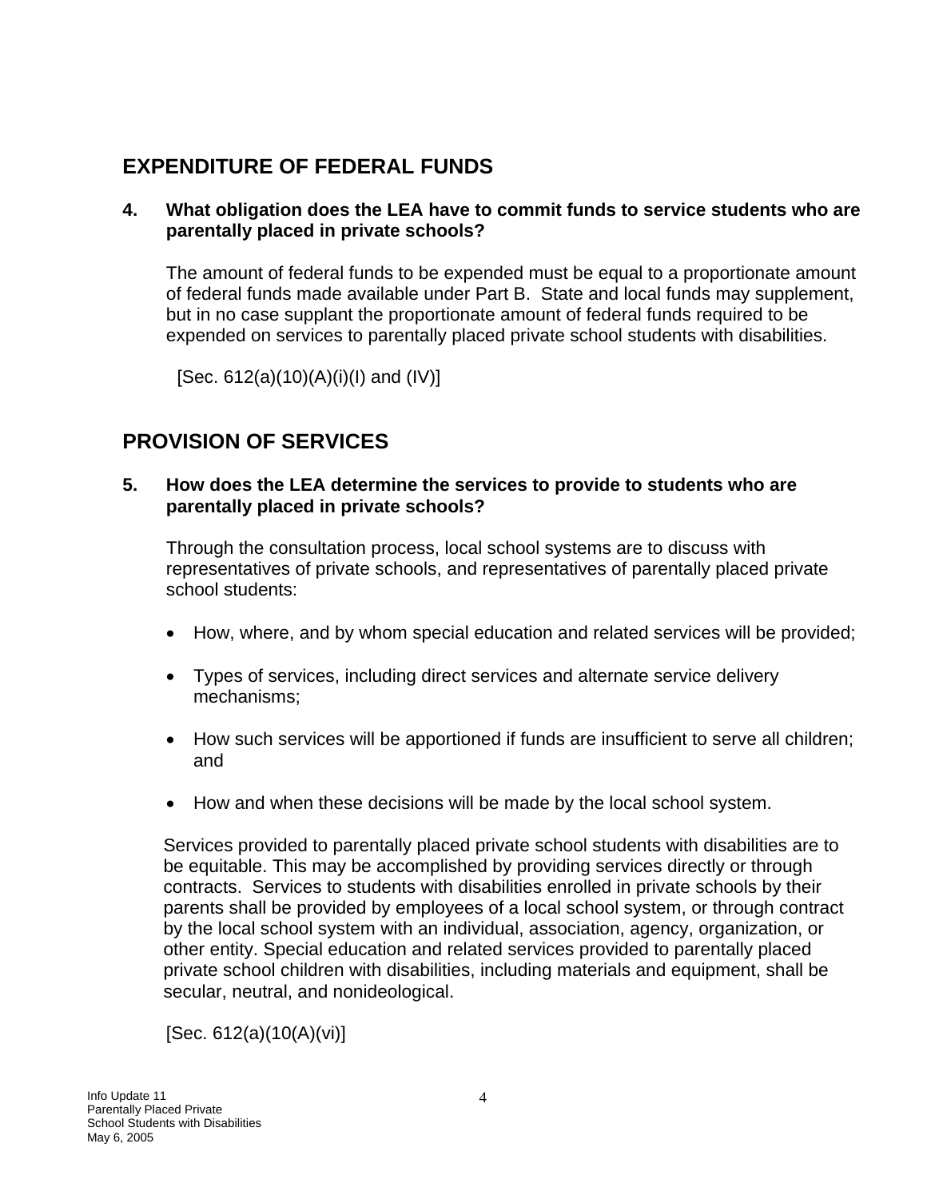## EXPENDITURE OF FEDERAL FUNDS

**4. What obligation does the LEA have to commit funds to service students who are parentally placed in private schools?**

The amount of federal funds to be expended must be equal to a proportionate amount of federal funds made available under Part B. State and local funds may supplement, but in no case supplant the proportionate amount of federal funds required to be expended on services to parentally placed private school students with disabilities.

[Sec. 612(a)(10)(A)(i)(I) and (IV)]

## PROVISION OF SERVICES

**5. How does the LEA determine the services to provide to students who are parentally placed in private schools?**

Through the consultation process, local school systems are to discuss with representatives of private schools, and representatives of parentally placed private school students:

- How, where, and by whom special education and related services will be provided;
- Types of services, including direct services and alternate service delivery mechanisms;
- How such services will be apportioned if funds are insufficient to serve all children; and
- How and when these decisions will be made by the local school system.

Services provided to parentally placed private school students with disabilities are to be equitable. This may be accomplished by providing services directly or through contracts. Services to students with disabilities enrolled in private schools by their parents shall be provided by employees of a local school system, or through contract by the local school system with an individual, association, agency, organization, or other entity. Special education and related services provided to parentally placed private school children with disabilities, including materials and equipment, shall be secular, neutral, and nonideological.

[Sec. 612(a)(10(A)(vi)]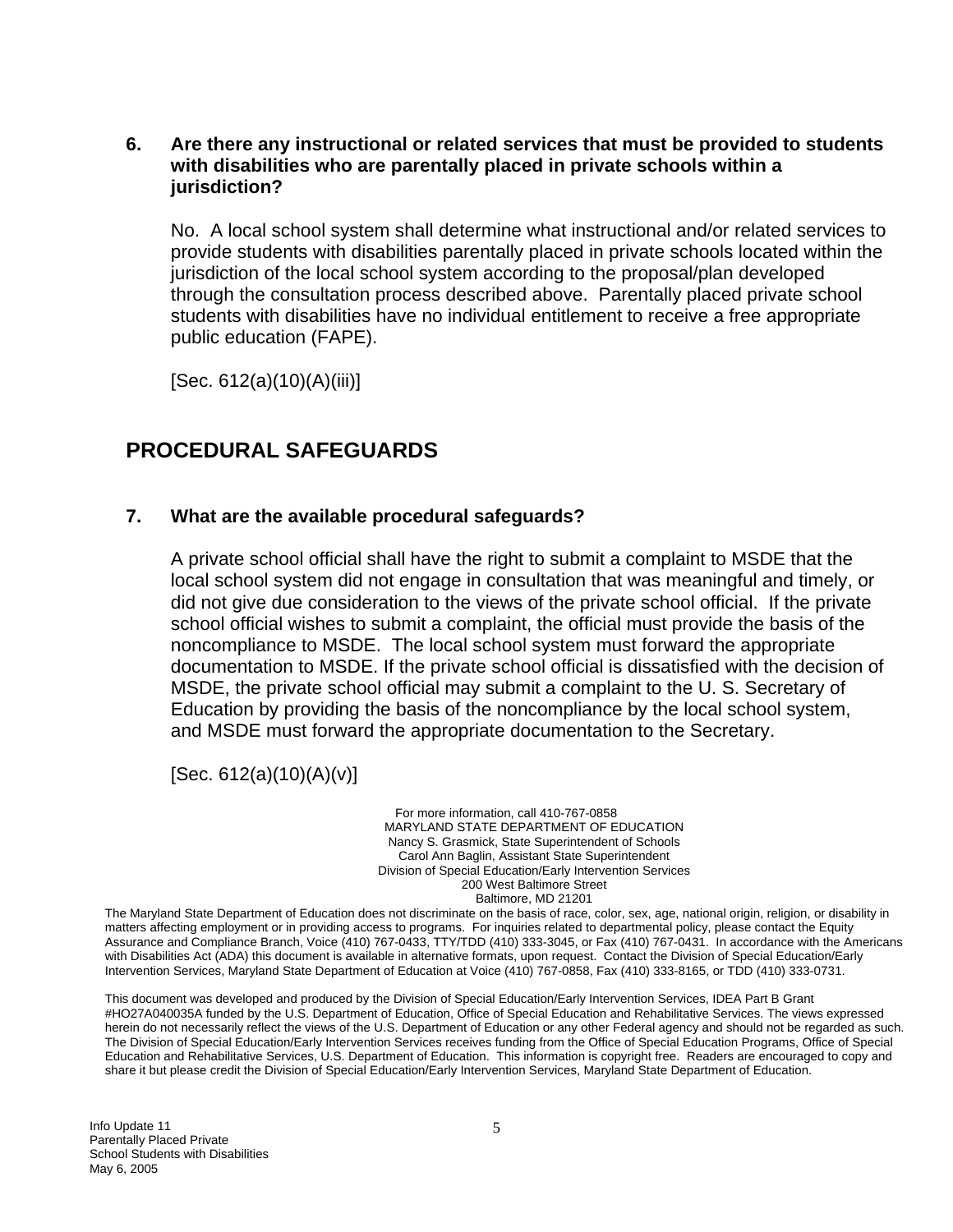**6. Are there any instructional or related services that must be provided to students with disabilities who are parentally placed in private schools within a jurisdiction?**

No. A local school system shall determine what instructional and/or related services to provide students with disabilities parentally placed in private schools located within the jurisdiction of the local school system according to the proposal/plan developed through the consultation process described above. Parentally placed private school students with disabilities have no individual entitlement to receive a free appropriate public education (FAPE).

[Sec. 612(a)(10)(A)(iii)]

## PROCEDURAL SAFEGUARDS

**7. What are the available procedural safeguards?**

A private school official shall have the right to submit a complaint to MSDE that the local school system did not engage in consultation that was meaningful and timely, or did not give due consideration to the views of the private school official. If the private school official wishes to submit a complaint, the official must provide the basis of the noncompliance to MSDE. The local school system must forward the appropriate documentation to MSDE. If the private school official is dissatisfied with the decision of MSDE, the private school official may submit a complaint to the U. S. Secretary of Education by providing the basis of the noncompliance by the local school system, and MSDE must forward the appropriate documentation to the Secretary.

[Sec. 612(a)(10)(A)(v)]

For more information, call 410-767-0858
MARYLAND STATE DEPARTMENT OF EDUCATION
Nancy S. Grasmick, State Superintendent of Schools
Carol Ann Baglin, Assistant State Superintendent
Division of Special Education/Early Intervention Services
200 West Baltimore Street
Baltimore, MD 21201

The Maryland State Department of Education does not discriminate on the basis of race, color, sex, age, national origin, religion, or disability in matters affecting employment or in providing access to programs. For inquiries related to departmental policy, please contact the Equity Assurance and Compliance Branch, Voice (410) 767-0433, TTY/TDD (410) 333-3045, or Fax (410) 767-0431. In accordance with the Americans with Disabilities Act (ADA) this document is available in alternative formats, upon request. Contact the Division of Special Education/Early Intervention Services, Maryland State Department of Education at Voice (410) 767-0858, Fax (410) 333-8165, or TDD (410) 333-0731.

This document was developed and produced by the Division of Special Education/Early Intervention Services, IDEA Part B Grant #HO27A040035A funded by the U.S. Department of Education, Office of Special Education and Rehabilitative Services. The views expressed herein do not necessarily reflect the views of the U.S. Department of Education or any other Federal agency and should not be regarded as such. The Division of Special Education/Early Intervention Services receives funding from the Office of Special Education Programs, Office of Special Education and Rehabilitative Services, U.S. Department of Education. This information is copyright free. Readers are encouraged to copy and share it but please credit the Division of Special Education/Early Intervention Services, Maryland State Department of Education.